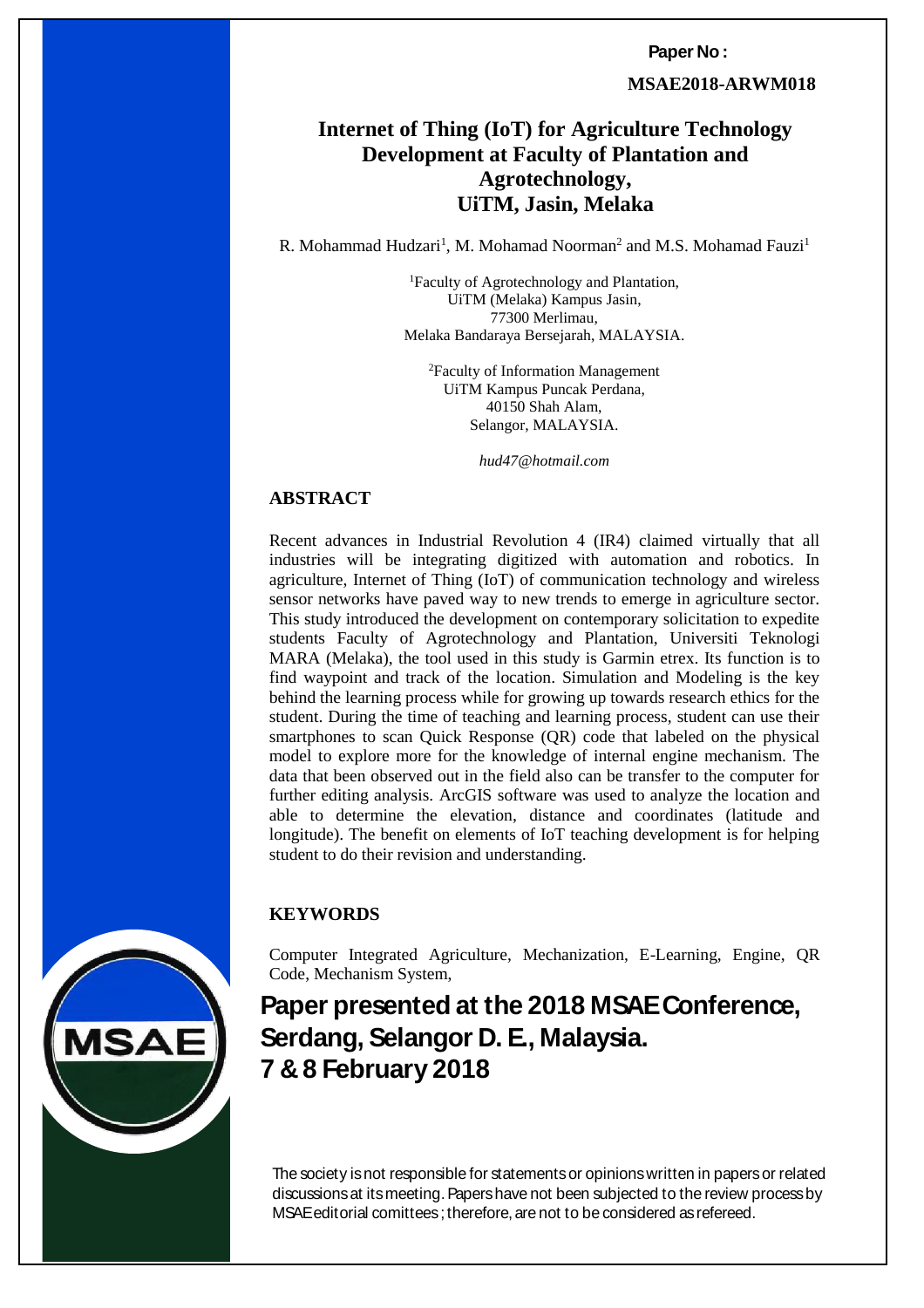**Paper No :**

**MSAE2018-ARWM018**

# Internet of Thing (IoT) for Agriculture Technology Development at Faculty of Plantation and Agrotechnology, UiTM, Jasin, Melaka

R. Mohammad Hudzari[1], M. Mohamad Noorman[2] and M.S. Mohamad Fauzi[1]

[1]Faculty of Agrotechnology and Plantation,
UiTM (Melaka) Kampus Jasin,
77300 Merlimau,
Melaka Bandaraya Bersejarah, MALAYSIA.

[2]Faculty of Information Management
UiTM Kampus Puncak Perdana,
40150 Shah Alam,
Selangor, MALAYSIA.

*hud47@hotmail.com*

## ABSTRACT

Recent advances in Industrial Revolution 4 (IR4) claimed virtually that all industries will be integrating digitized with automation and robotics. In agriculture, Internet of Thing (IoT) of communication technology and wireless sensor networks have paved way to new trends to emerge in agriculture sector. This study introduced the development on contemporary solicitation to expedite students Faculty of Agrotechnology and Plantation, Universiti Teknologi MARA (Melaka), the tool used in this study is Garmin etrex. Its function is to find waypoint and track of the location. Simulation and Modeling is the key behind the learning process while for growing up towards research ethics for the student. During the time of teaching and learning process, student can use their smartphones to scan Quick Response (QR) code that labeled on the physical model to explore more for the knowledge of internal engine mechanism. The data that been observed out in the field also can be transfer to the computer for further editing analysis. ArcGIS software was used to analyze the location and able to determine the elevation, distance and coordinates (latitude and longitude). The benefit on elements of IoT teaching development is for helping student to do their revision and understanding.

## KEYWORDS

Computer Integrated Agriculture, Mechanization, E-Learning, Engine, QR Code, Mechanism System,

**Paper presented at the 2018 MSAE Conference, Serdang, Selangor D. E., Malaysia. 7 & 8 February 2018**

The society is not responsible for statements or opinions written in papers or related discussions at its meeting. Papers have not been subjected to the review process by MSAE editorial comittees ; therefore, are not to be considered as refereed.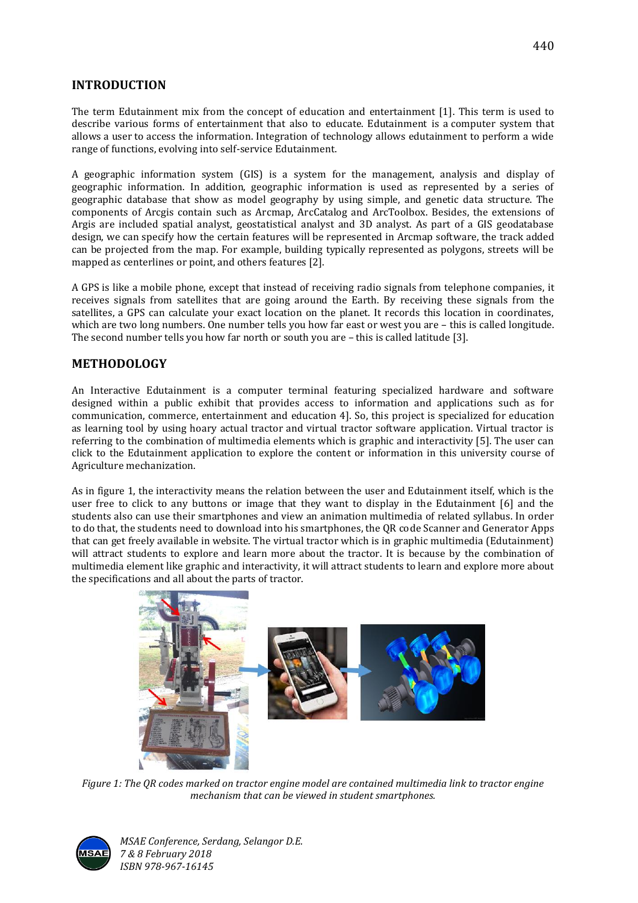## INTRODUCTION

The term Edutainment mix from the concept of education and entertainment [1]. This term is used to describe various forms of entertainment that also to educate. Edutainment is a computer system that allows a user to access the information. Integration of technology allows edutainment to perform a wide range of functions, evolving into self-service Edutainment.

A geographic information system (GIS) is a system for the management, analysis and display of geographic information. In addition, geographic information is used as represented by a series of geographic database that show as model geography by using simple, and genetic data structure. The components of Arcgis contain such as Arcmap, ArcCatalog and ArcToolbox. Besides, the extensions of Argis are included spatial analyst, geostatistical analyst and 3D analyst. As part of a GIS geodatabase design, we can specify how the certain features will be represented in Arcmap software, the track added can be projected from the map. For example, building typically represented as polygons, streets will be mapped as centerlines or point, and others features [2].

A GPS is like a mobile phone, except that instead of receiving radio signals from telephone companies, it receives signals from satellites that are going around the Earth. By receiving these signals from the satellites, a GPS can calculate your exact location on the planet. It records this location in coordinates, which are two long numbers. One number tells you how far east or west you are – this is called longitude. The second number tells you how far north or south you are – this is called latitude [3].

## METHODOLOGY

An Interactive Edutainment is a computer terminal featuring specialized hardware and software designed within a public exhibit that provides access to information and applications such as for communication, commerce, entertainment and education 4]. So, this project is specialized for education as learning tool by using hoary actual tractor and virtual tractor software application. Virtual tractor is referring to the combination of multimedia elements which is graphic and interactivity [5]. The user can click to the Edutainment application to explore the content or information in this university course of Agriculture mechanization.

As in figure 1, the interactivity means the relation between the user and Edutainment itself, which is the user free to click to any buttons or image that they want to display in the Edutainment [6] and the students also can use their smartphones and view an animation multimedia of related syllabus. In order to do that, the students need to download into his smartphones, the QR code Scanner and Generator Apps that can get freely available in website. The virtual tractor which is in graphic multimedia (Edutainment) will attract students to explore and learn more about the tractor. It is because by the combination of multimedia element like graphic and interactivity, it will attract students to learn and explore more about the specifications and all about the parts of tractor.

*Figure 1: The QR codes marked on tractor engine model are contained multimedia link to tractor engine mechanism that can be viewed in student smartphones.*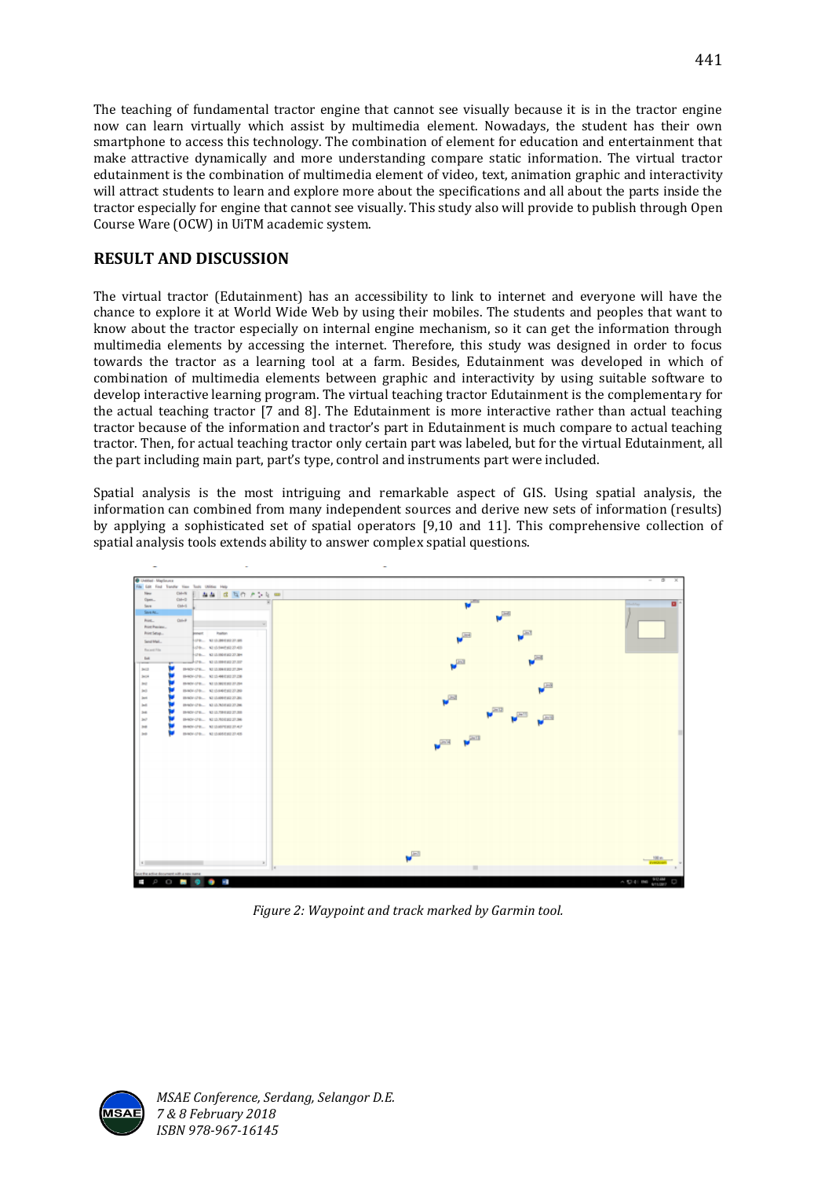The teaching of fundamental tractor engine that cannot see visually because it is in the tractor engine now can learn virtually which assist by multimedia element. Nowadays, the student has their own smartphone to access this technology. The combination of element for education and entertainment that make attractive dynamically and more understanding compare static information. The virtual tractor edutainment is the combination of multimedia element of video, text, animation graphic and interactivity will attract students to learn and explore more about the specifications and all about the parts inside the tractor especially for engine that cannot see visually. This study also will provide to publish through Open Course Ware (OCW) in UiTM academic system.

## RESULT AND DISCUSSION

The virtual tractor (Edutainment) has an accessibility to link to internet and everyone will have the chance to explore it at World Wide Web by using their mobiles. The students and peoples that want to know about the tractor especially on internal engine mechanism, so it can get the information through multimedia elements by accessing the internet. Therefore, this study was designed in order to focus towards the tractor as a learning tool at a farm. Besides, Edutainment was developed in which of combination of multimedia elements between graphic and interactivity by using suitable software to develop interactive learning program. The virtual teaching tractor Edutainment is the complementary for the actual teaching tractor [7 and 8]. The Edutainment is more interactive rather than actual teaching tractor because of the information and tractor's part in Edutainment is much compare to actual teaching tractor. Then, for actual teaching tractor only certain part was labeled, but for the virtual Edutainment, all the part including main part, part's type, control and instruments part were included.

Spatial analysis is the most intriguing and remarkable aspect of GIS. Using spatial analysis, the information can combined from many independent sources and derive new sets of information (results) by applying a sophisticated set of spatial operators [9,10 and 11]. This comprehensive collection of spatial analysis tools extends ability to answer complex spatial questions.

*Figure 2: Waypoint and track marked by Garmin tool.*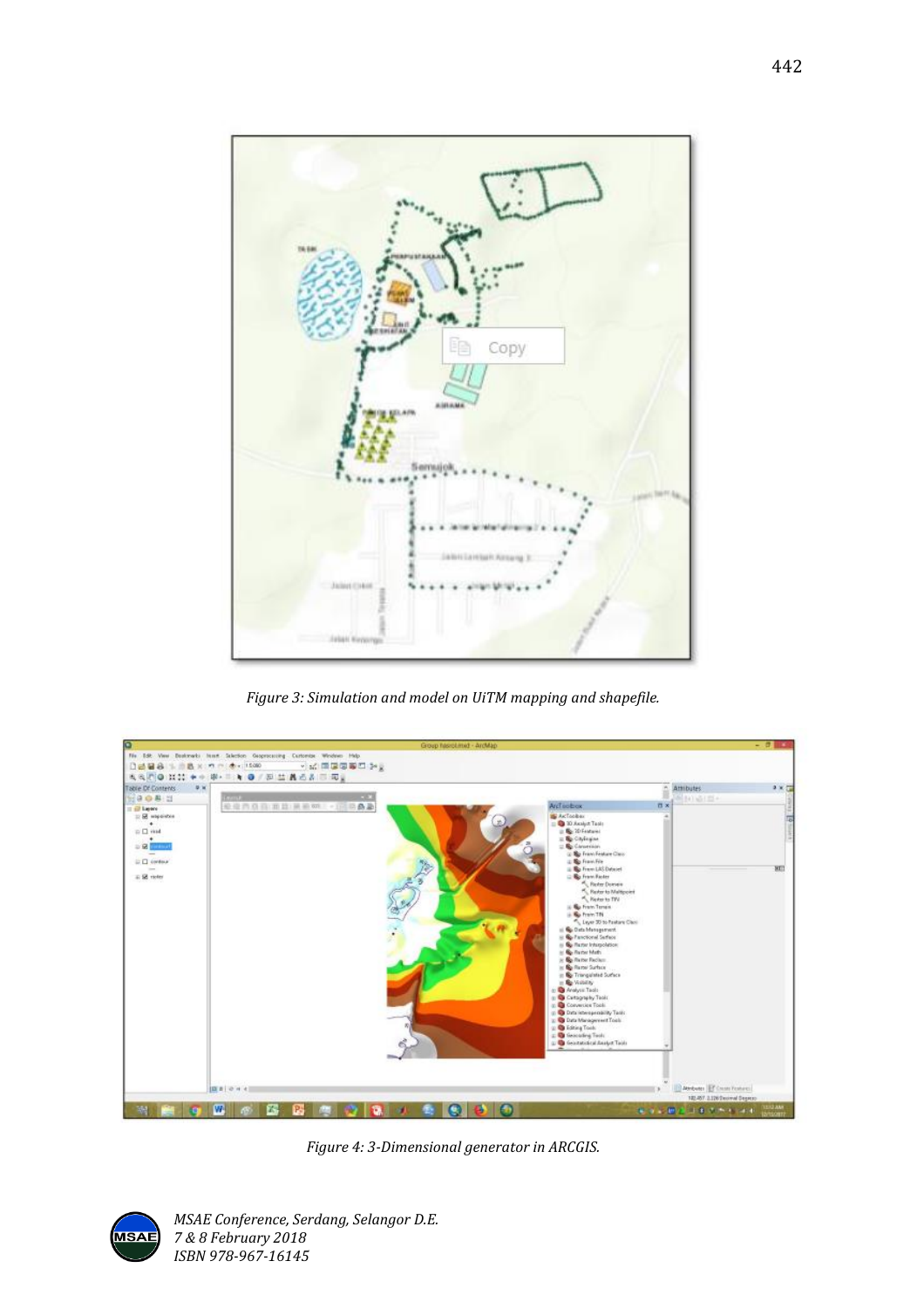*Figure 3: Simulation and model on UiTM mapping and shapefile.*

*Figure 4: 3-Dimensional generator in ARCGIS.*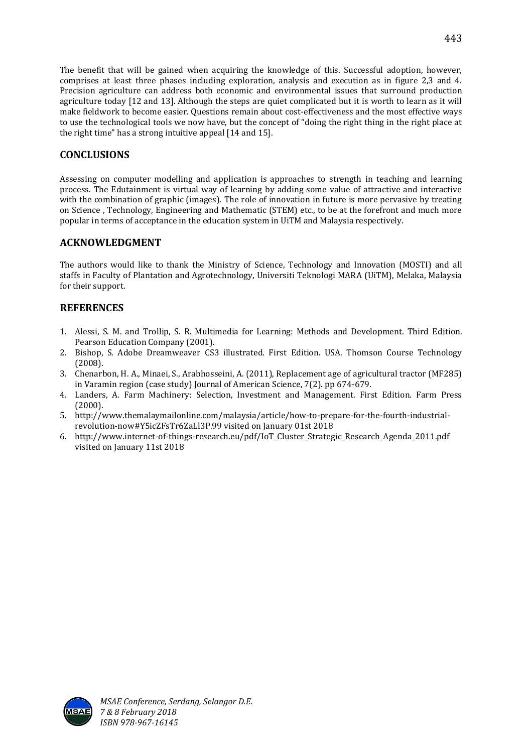The benefit that will be gained when acquiring the knowledge of this. Successful adoption, however, comprises at least three phases including exploration, analysis and execution as in figure 2,3 and 4. Precision agriculture can address both economic and environmental issues that surround production agriculture today [12 and 13]. Although the steps are quiet complicated but it is worth to learn as it will make fieldwork to become easier. Questions remain about cost-effectiveness and the most effective ways to use the technological tools we now have, but the concept of "doing the right thing in the right place at the right time" has a strong intuitive appeal [14 and 15].

## CONCLUSIONS

Assessing on computer modelling and application is approaches to strength in teaching and learning process. The Edutainment is virtual way of learning by adding some value of attractive and interactive with the combination of graphic (images). The role of innovation in future is more pervasive by treating on Science , Technology, Engineering and Mathematic (STEM) etc., to be at the forefront and much more popular in terms of acceptance in the education system in UiTM and Malaysia respectively.

## ACKNOWLEDGMENT

The authors would like to thank the Ministry of Science, Technology and Innovation (MOSTI) and all staffs in Faculty of Plantation and Agrotechnology, Universiti Teknologi MARA (UiTM), Melaka, Malaysia for their support.

## REFERENCES

1. Alessi, S. M. and Trollip, S. R. Multimedia for Learning: Methods and Development. Third Edition. Pearson Education Company (2001).
2. Bishop, S. Adobe Dreamweaver CS3 illustrated. First Edition. USA. Thomson Course Technology (2008).
3. Chenarbon, H. A., Minaei, S., Arabhosseini, A. (2011), Replacement age of agricultural tractor (MF285) in Varamin region (case study) Journal of American Science, 7(2). pp 674-679.
4. Landers, A. Farm Machinery: Selection, Investment and Management. First Edition. Farm Press (2000).
5. http://www.themalaymailonline.com/malaysia/article/how-to-prepare-for-the-fourth-industrial-revolution-now#Y5icZFsTr6ZaLl3P.99 visited on January 01st 2018
6. http://www.internet-of-things-research.eu/pdf/IoT_Cluster_Strategic_Research_Agenda_2011.pdf visited on January 11st 2018